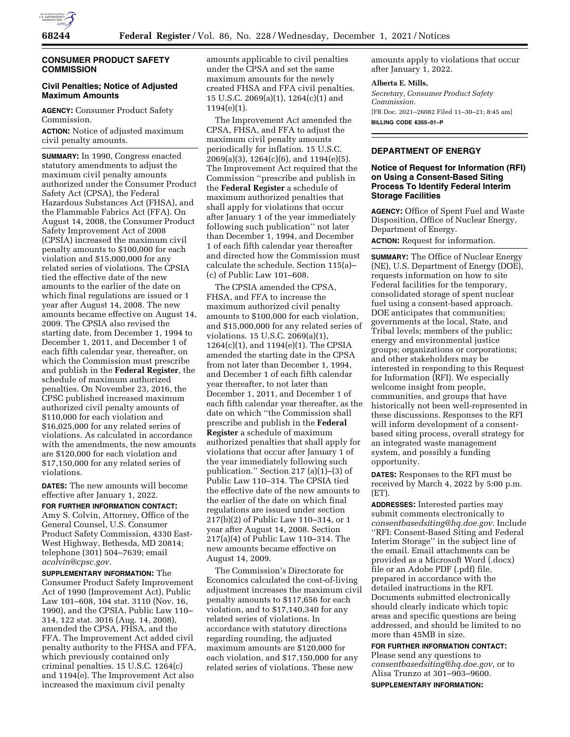## CONSUMER PRODUCT SAFETY COMMISSION

### Civil Penalties; Notice of Adjusted Maximum Amounts

**AGENCY:** Consumer Product Safety Commission.

**ACTION:** Notice of adjusted maximum civil penalty amounts.

**SUMMARY:** In 1990, Congress enacted statutory amendments to adjust the maximum civil penalty amounts authorized under the Consumer Product Safety Act (CPSA), the Federal Hazardous Substances Act (FHSA), and the Flammable Fabrics Act (FFA). On August 14, 2008, the Consumer Product Safety Improvement Act of 2008 (CPSIA) increased the maximum civil penalty amounts to $100,000 for each violation and $15,000,000 for any related series of violations. The CPSIA tied the effective date of the new amounts to the earlier of the date on which final regulations are issued or 1 year after August 14, 2008. The new amounts became effective on August 14, 2009. The CPSIA also revised the starting date, from December 1, 1994 to December 1, 2011, and December 1 of each fifth calendar year, thereafter, on which the Commission must prescribe and publish in the **Federal Register**, the schedule of maximum authorized penalties. On November 23, 2016, the CPSC published increased maximum authorized civil penalty amounts of $110,000 for each violation and $16,025,000 for any related series of violations. As calculated in accordance with the amendments, the new amounts are $120,000 for each violation and $17,150,000 for any related series of violations.

**DATES:** The new amounts will become effective after January 1, 2022.

**FOR FURTHER INFORMATION CONTACT:** Amy S. Colvin, Attorney, Office of the General Counsel, U.S. Consumer Product Safety Commission, 4330 East-West Highway, Bethesda, MD 20814; telephone (301) 504–7639; email *acolvin@cpsc.gov.*

**SUPPLEMENTARY INFORMATION:** The Consumer Product Safety Improvement Act of 1990 (Improvement Act), Public Law 101–608, 104 stat. 3110 (Nov. 16, 1990), and the CPSIA, Public Law 110–314, 122 stat. 3016 (Aug. 14, 2008), amended the CPSA, FHSA, and the FFA. The Improvement Act added civil penalty authority to the FHSA and FFA, which previously contained only criminal penalties. 15 U.S.C. 1264(c) and 1194(e). The Improvement Act also increased the maximum civil penalty amounts applicable to civil penalties under the CPSA and set the same maximum amounts for the newly created FHSA and FFA civil penalties. 15 U.S.C. 2069(a)(1), 1264(c)(1) and 1194(e)(1).

The Improvement Act amended the CPSA, FHSA, and FFA to adjust the maximum civil penalty amounts periodically for inflation. 15 U.S.C. 2069(a)(3), 1264(c)(6), and 1194(e)(5). The Improvement Act required that the Commission "prescribe and publish in the **Federal Register** a schedule of maximum authorized penalties that shall apply for violations that occur after January 1 of the year immediately following such publication" not later than December 1, 1994, and December 1 of each fifth calendar year thereafter and directed how the Commission must calculate the schedule. Section 115(a)–(c) of Public Law 101–608.

The CPSIA amended the CPSA, FHSA, and FFA to increase the maximum authorized civil penalty amounts to $100,000 for each violation, and $15,000,000 for any related series of violations. 15 U.S.C. 2069(a)(1), 1264(c)(1), and 1194(e)(1). The CPSIA amended the starting date in the CPSA from not later than December 1, 1994, and December 1 of each fifth calendar year thereafter, to not later than December 1, 2011, and December 1 of each fifth calendar year thereafter, as the date on which "the Commission shall prescribe and publish in the **Federal Register** a schedule of maximum authorized penalties that shall apply for violations that occur after January 1 of the year immediately following such publication." Section 217 (a)(1)–(3) of Public Law 110–314. The CPSIA tied the effective date of the new amounts to the earlier of the date on which final regulations are issued under section 217(b)(2) of Public Law 110–314, or 1 year after August 14, 2008. Section 217(a)(4) of Public Law 110–314. The new amounts became effective on August 14, 2009.

The Commission's Directorate for Economics calculated the cost-of-living adjustment increases the maximum civil penalty amounts to $117,656 for each violation, and to $17,140,340 for any related series of violations. In accordance with statutory directions regarding rounding, the adjusted maximum amounts are $120,000 for each violation, and $17,150,000 for any related series of violations. These new amounts apply to violations that occur after January 1, 2022.

**Alberta E. Mills,**

*Secretary, Consumer Product Safety Commission.*

[FR Doc. 2021–26082 Filed 11–30–21; 8:45 am]

**BILLING CODE 6355–01–P**

## DEPARTMENT OF ENERGY

### Notice of Request for Information (RFI) on Using a Consent-Based Siting Process To Identify Federal Interim Storage Facilities

**AGENCY:** Office of Spent Fuel and Waste Disposition, Office of Nuclear Energy, Department of Energy.

**ACTION:** Request for information.

**SUMMARY:** The Office of Nuclear Energy (NE), U.S. Department of Energy (DOE), requests information on how to site Federal facilities for the temporary, consolidated storage of spent nuclear fuel using a consent-based approach. DOE anticipates that communities; governments at the local, State, and Tribal levels; members of the public; energy and environmental justice groups; organizations or corporations; and other stakeholders may be interested in responding to this Request for Information (RFI). We especially welcome insight from people, communities, and groups that have historically not been well-represented in these discussions. Responses to the RFI will inform development of a consent-based siting process, overall strategy for an integrated waste management system, and possibly a funding opportunity.

**DATES:** Responses to the RFI must be received by March 4, 2022 by 5:00 p.m. (ET).

**ADDRESSES:** Interested parties may submit comments electronically to *consentbasedsiting@hq.doe.gov.* Include "RFI: Consent-Based Siting and Federal Interim Storage" in the subject line of the email. Email attachments can be provided as a Microsoft Word (.docx) file or an Adobe PDF (.pdf) file, prepared in accordance with the detailed instructions in the RFI. Documents submitted electronically should clearly indicate which topic areas and specific questions are being addressed, and should be limited to no more than 45MB in size.

**FOR FURTHER INFORMATION CONTACT:** Please send any questions to *consentbasedsiting@hq.doe.gov,* or to Alisa Trunzo at 301–903–9600.

**SUPPLEMENTARY INFORMATION:**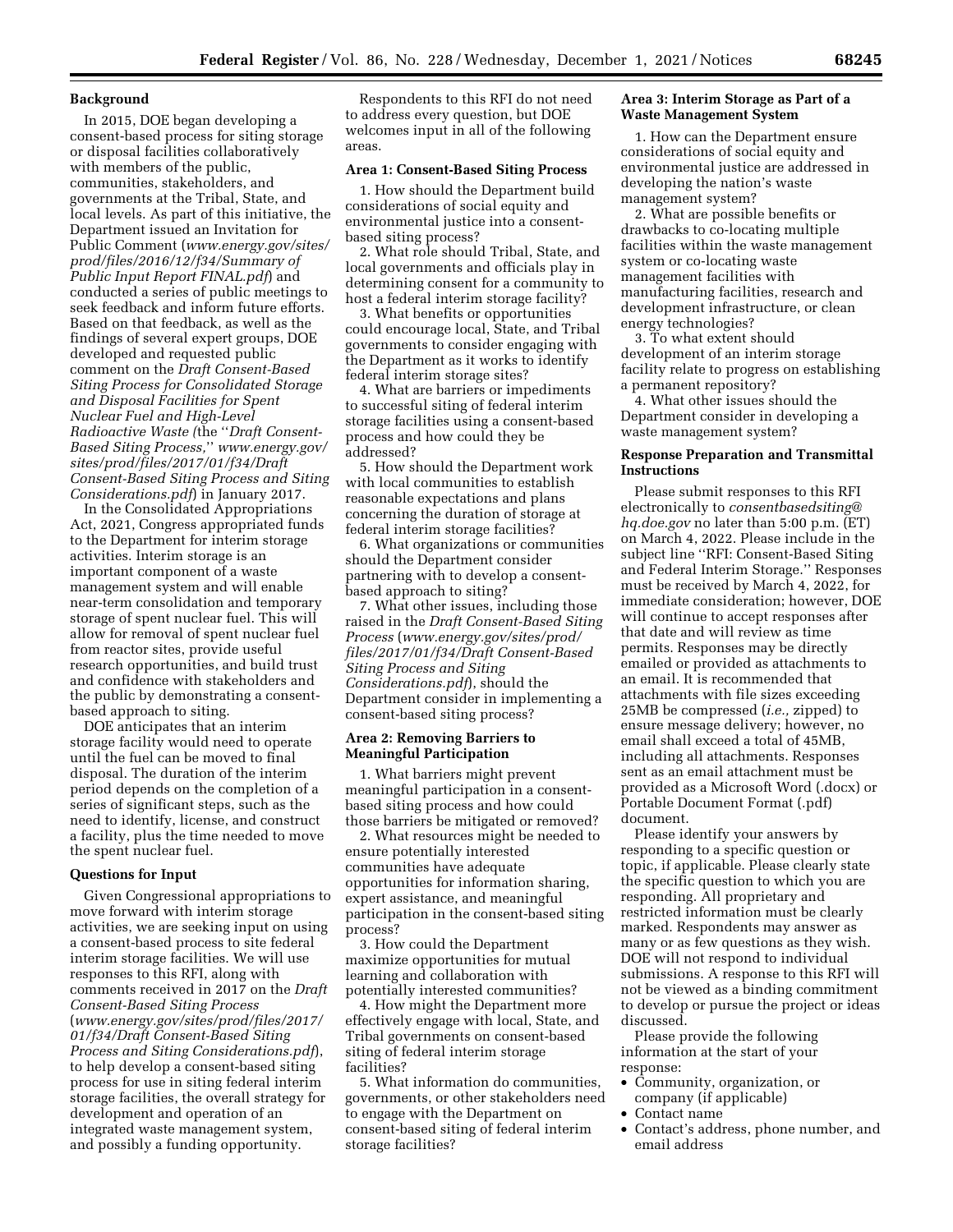## Background

In 2015, DOE began developing a consent-based process for siting storage or disposal facilities collaboratively with members of the public, communities, stakeholders, and governments at the Tribal, State, and local levels. As part of this initiative, the Department issued an Invitation for Public Comment (*www.energy.gov/sites/prod/files/2016/12/f34/Summary of Public Input Report FINAL.pdf*) and conducted a series of public meetings to seek feedback and inform future efforts. Based on that feedback, as well as the findings of several expert groups, DOE developed and requested public comment on the *Draft Consent-Based Siting Process for Consolidated Storage and Disposal Facilities for Spent Nuclear Fuel and High-Level Radioactive Waste (*the ''*Draft Consent-Based Siting Process,*'' *www.energy.gov/sites/prod/files/2017/01/f34/Draft Consent-Based Siting Process and Siting Considerations.pdf*) in January 2017.

In the Consolidated Appropriations Act, 2021, Congress appropriated funds to the Department for interim storage activities. Interim storage is an important component of a waste management system and will enable near-term consolidation and temporary storage of spent nuclear fuel. This will allow for removal of spent nuclear fuel from reactor sites, provide useful research opportunities, and build trust and confidence with stakeholders and the public by demonstrating a consent-based approach to siting.

DOE anticipates that an interim storage facility would need to operate until the fuel can be moved to final disposal. The duration of the interim period depends on the completion of a series of significant steps, such as the need to identify, license, and construct a facility, plus the time needed to move the spent nuclear fuel.

## Questions for Input

Given Congressional appropriations to move forward with interim storage activities, we are seeking input on using a consent-based process to site federal interim storage facilities. We will use responses to this RFI, along with comments received in 2017 on the *Draft Consent-Based Siting Process* (*www.energy.gov/sites/prod/files/2017/01/f34/Draft Consent-Based Siting Process and Siting Considerations.pdf*), to help develop a consent-based siting process for use in siting federal interim storage facilities, the overall strategy for development and operation of an integrated waste management system, and possibly a funding opportunity.

Respondents to this RFI do not need to address every question, but DOE welcomes input in all of the following areas.

### Area 1: Consent-Based Siting Process

1. How should the Department build considerations of social equity and environmental justice into a consent-based siting process?
2. What role should Tribal, State, and local governments and officials play in determining consent for a community to host a federal interim storage facility?
3. What benefits or opportunities could encourage local, State, and Tribal governments to consider engaging with the Department as it works to identify federal interim storage sites?
4. What are barriers or impediments to successful siting of federal interim storage facilities using a consent-based process and how could they be addressed?
5. How should the Department work with local communities to establish reasonable expectations and plans concerning the duration of storage at federal interim storage facilities?
6. What organizations or communities should the Department consider partnering with to develop a consent-based approach to siting?
7. What other issues, including those raised in the *Draft Consent-Based Siting Process* (*www.energy.gov/sites/prod/files/2017/01/f34/Draft Consent-Based Siting Process and Siting Considerations.pdf*), should the Department consider in implementing a consent-based siting process?

### Area 2: Removing Barriers to Meaningful Participation

1. What barriers might prevent meaningful participation in a consent-based siting process and how could those barriers be mitigated or removed?
2. What resources might be needed to ensure potentially interested communities have adequate opportunities for information sharing, expert assistance, and meaningful participation in the consent-based siting process?
3. How could the Department maximize opportunities for mutual learning and collaboration with potentially interested communities?
4. How might the Department more effectively engage with local, State, and Tribal governments on consent-based siting of federal interim storage facilities?
5. What information do communities, governments, or other stakeholders need to engage with the Department on consent-based siting of federal interim storage facilities?

### Area 3: Interim Storage as Part of a Waste Management System

1. How can the Department ensure considerations of social equity and environmental justice are addressed in developing the nation's waste management system?
2. What are possible benefits or drawbacks to co-locating multiple facilities within the waste management system or co-locating waste management facilities with manufacturing facilities, research and development infrastructure, or clean energy technologies?
3. To what extent should development of an interim storage facility relate to progress on establishing a permanent repository?
4. What other issues should the Department consider in developing a waste management system?

## Response Preparation and Transmittal Instructions

Please submit responses to this RFI electronically to *consentbasedsiting@hq.doe.gov* no later than 5:00 p.m. (ET) on March 4, 2022. Please include in the subject line ''RFI: Consent-Based Siting and Federal Interim Storage.'' Responses must be received by March 4, 2022, for immediate consideration; however, DOE will continue to accept responses after that date and will review as time permits. Responses may be directly emailed or provided as attachments to an email. It is recommended that attachments with file sizes exceeding 25MB be compressed (*i.e.,* zipped) to ensure message delivery; however, no email shall exceed a total of 45MB, including all attachments. Responses sent as an email attachment must be provided as a Microsoft Word (.docx) or Portable Document Format (.pdf) document.

Please identify your answers by responding to a specific question or topic, if applicable. Please clearly state the specific question to which you are responding. All proprietary and restricted information must be clearly marked. Respondents may answer as many or as few questions as they wish. DOE will not respond to individual submissions. A response to this RFI will not be viewed as a binding commitment to develop or pursue the project or ideas discussed.

Please provide the following information at the start of your response:

- Community, organization, or company (if applicable)
- Contact name
- Contact's address, phone number, and email address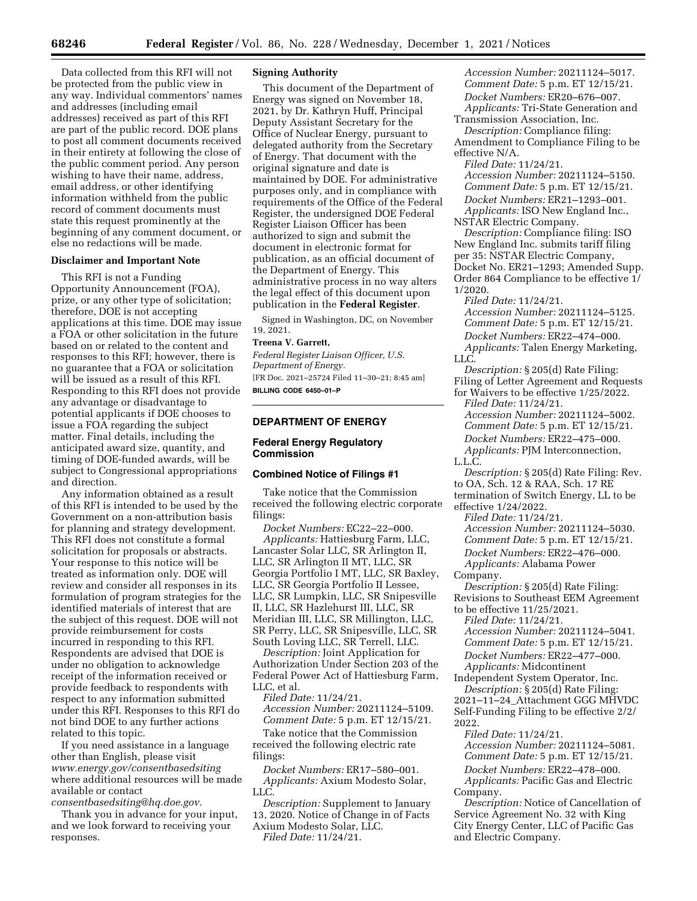Data collected from this RFI will not be protected from the public view in any way. Individual commentors' names and addresses (including email addresses) received as part of this RFI are part of the public record. DOE plans to post all comment documents received in their entirety at following the close of the public comment period. Any person wishing to have their name, address, email address, or other identifying information withheld from the public record of comment documents must state this request prominently at the beginning of any comment document, or else no redactions will be made.

### Disclaimer and Important Note

This RFI is not a Funding Opportunity Announcement (FOA), prize, or any other type of solicitation; therefore, DOE is not accepting applications at this time. DOE may issue a FOA or other solicitation in the future based on or related to the content and responses to this RFI; however, there is no guarantee that a FOA or solicitation will be issued as a result of this RFI. Responding to this RFI does not provide any advantage or disadvantage to potential applicants if DOE chooses to issue a FOA regarding the subject matter. Final details, including the anticipated award size, quantity, and timing of DOE-funded awards, will be subject to Congressional appropriations and direction.

Any information obtained as a result of this RFI is intended to be used by the Government on a non-attribution basis for planning and strategy development. This RFI does not constitute a formal solicitation for proposals or abstracts. Your response to this notice will be treated as information only. DOE will review and consider all responses in its formulation of program strategies for the identified materials of interest that are the subject of this request. DOE will not provide reimbursement for costs incurred in responding to this RFI. Respondents are advised that DOE is under no obligation to acknowledge receipt of the information received or provide feedback to respondents with respect to any information submitted under this RFI. Responses to this RFI do not bind DOE to any further actions related to this topic.

If you need assistance in a language other than English, please visit *www.energy.gov/consentbasedsiting* where additional resources will be made available or contact *consentbasedsiting@hq.doe.gov.*

Thank you in advance for your input, and we look forward to receiving your responses.

### Signing Authority

This document of the Department of Energy was signed on November 18, 2021, by Dr. Kathryn Huff, Principal Deputy Assistant Secretary for the Office of Nuclear Energy, pursuant to delegated authority from the Secretary of Energy. That document with the original signature and date is maintained by DOE. For administrative purposes only, and in compliance with requirements of the Office of the Federal Register, the undersigned DOE Federal Register Liaison Officer has been authorized to sign and submit the document in electronic format for publication, as an official document of the Department of Energy. This administrative process in no way alters the legal effect of this document upon publication in the **Federal Register**.

Signed in Washington, DC, on November 19, 2021.

**Treena V. Garrett,**

*Federal Register Liaison Officer, U.S. Department of Energy.*

[FR Doc. 2021–25724 Filed 11–30–21; 8:45 am]

**BILLING CODE 6450–01–P**

## DEPARTMENT OF ENERGY

### Federal Energy Regulatory Commission

### Combined Notice of Filings #1

Take notice that the Commission received the following electric corporate filings:

*Docket Numbers:* EC22–22–000.
*Applicants:* Hattiesburg Farm, LLC, Lancaster Solar LLC, SR Arlington II, LLC, SR Arlington II MT, LLC, SR Georgia Portfolio I MT, LLC, SR Baxley, LLC, SR Georgia Portfolio II Lessee, LLC, SR Lumpkin, LLC, SR Snipesville II, LLC, SR Hazlehurst III, LLC, SR Meridian III, LLC, SR Millington, LLC, SR Perry, LLC, SR Snipesville, LLC, SR South Loving LLC, SR Terrell, LLC.
*Description:* Joint Application for Authorization Under Section 203 of the Federal Power Act of Hattiesburg Farm, LLC, et al.
*Filed Date:* 11/24/21.
*Accession Number:* 20211124–5109.
*Comment Date:* 5 p.m. ET 12/15/21.

Take notice that the Commission received the following electric rate filings:

*Docket Numbers:* ER17–580–001.
*Applicants:* Axium Modesto Solar, LLC.
*Description:* Supplement to January 13, 2020. Notice of Change in of Facts Axium Modesto Solar, LLC.
*Filed Date:* 11/24/21.
*Accession Number:* 20211124–5017.
*Comment Date:* 5 p.m. ET 12/15/21.

*Docket Numbers:* ER20–676–007.
*Applicants:* Tri-State Generation and Transmission Association, Inc.
*Description:* Compliance filing: Amendment to Compliance Filing to be effective N/A.
*Filed Date:* 11/24/21.
*Accession Number:* 20211124–5150.
*Comment Date:* 5 p.m. ET 12/15/21.

*Docket Numbers:* ER21–1293–001.
*Applicants:* ISO New England Inc., NSTAR Electric Company.
*Description:* Compliance filing: ISO New England Inc. submits tariff filing per 35: NSTAR Electric Company, Docket No. ER21–1293; Amended Supp. Order 864 Compliance to be effective 1/1/2020.
*Filed Date:* 11/24/21.
*Accession Number:* 20211124–5125.
*Comment Date:* 5 p.m. ET 12/15/21.

*Docket Numbers:* ER22–474–000.
*Applicants:* Talen Energy Marketing, LLC.
*Description:* § 205(d) Rate Filing: Filing of Letter Agreement and Requests for Waivers to be effective 1/25/2022.
*Filed Date:* 11/24/21.
*Accession Number:* 20211124–5002.
*Comment Date:* 5 p.m. ET 12/15/21.

*Docket Numbers:* ER22–475–000.
*Applicants:* PJM Interconnection, L.L.C.
*Description:* § 205(d) Rate Filing: Rev. to OA, Sch. 12 & RAA, Sch. 17 RE termination of Switch Energy, LL to be effective 1/24/2022.
*Filed Date:* 11/24/21.
*Accession Number:* 20211124–5030.
*Comment Date:* 5 p.m. ET 12/15/21.

*Docket Numbers:* ER22–476–000.
*Applicants:* Alabama Power Company.
*Description:* § 205(d) Rate Filing: Revisions to Southeast EEM Agreement to be effective 11/25/2021.
*Filed Date:* 11/24/21.
*Accession Number:* 20211124–5041.
*Comment Date:* 5 p.m. ET 12/15/21.

*Docket Numbers:* ER22–477–000.
*Applicants:* Midcontinent Independent System Operator, Inc.
*Description:* § 205(d) Rate Filing: 2021–11–24_Attachment GGG MHVDC Self-Funding Filing to be effective 2/2/2022.
*Filed Date:* 11/24/21.
*Accession Number:* 20211124–5081.
*Comment Date:* 5 p.m. ET 12/15/21.

*Docket Numbers:* ER22–478–000.
*Applicants:* Pacific Gas and Electric Company.
*Description:* Notice of Cancellation of Service Agreement No. 32 with King City Energy Center, LLC of Pacific Gas and Electric Company.